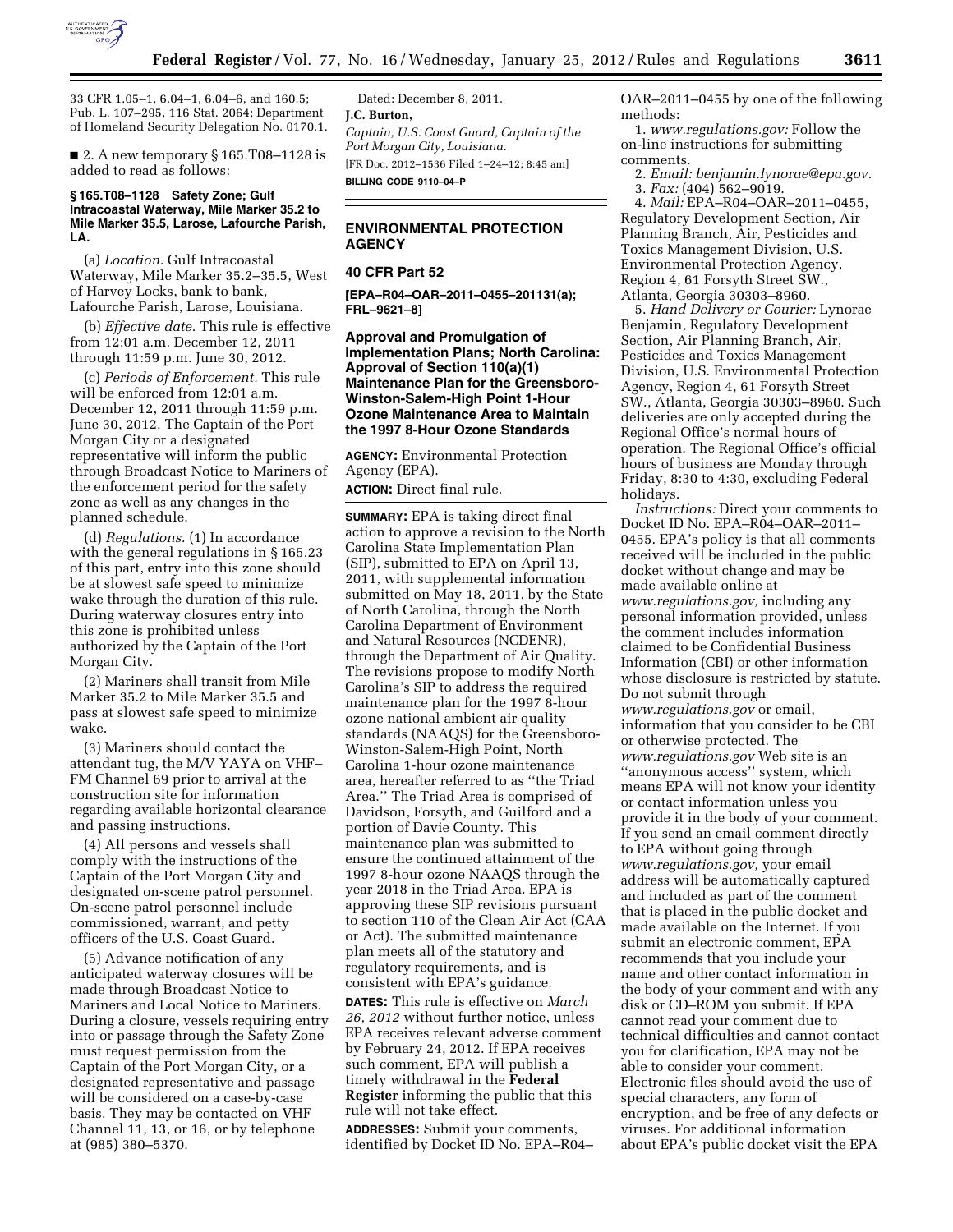33 CFR 1.05–1, 6.04–1, 6.04–6, and 160.5; Pub. L. 107–295, 116 Stat. 2064; Department of Homeland Security Delegation No. 0170.1.

■ 2. A new temporary § 165.T08–1128 is added to read as follows:

**§ 165.T08–1128 Safety Zone; Gulf Intracoastal Waterway, Mile Marker 35.2 to Mile Marker 35.5, Larose, Lafourche Parish, LA.**

(a) *Location.* Gulf Intracoastal Waterway, Mile Marker 35.2–35.5, West of Harvey Locks, bank to bank, Lafourche Parish, Larose, Louisiana.

(b) *Effective date.* This rule is effective from 12:01 a.m. December 12, 2011 through 11:59 p.m. June 30, 2012.

(c) *Periods of Enforcement.* This rule will be enforced from 12:01 a.m. December 12, 2011 through 11:59 p.m. June 30, 2012. The Captain of the Port Morgan City or a designated representative will inform the public through Broadcast Notice to Mariners of the enforcement period for the safety zone as well as any changes in the planned schedule.

(d) *Regulations.* (1) In accordance with the general regulations in § 165.23 of this part, entry into this zone should be at slowest safe speed to minimize wake through the duration of this rule. During waterway closures entry into this zone is prohibited unless authorized by the Captain of the Port Morgan City.

(2) Mariners shall transit from Mile Marker 35.2 to Mile Marker 35.5 and pass at slowest safe speed to minimize wake.

(3) Mariners should contact the attendant tug, the M/V YAYA on VHF–FM Channel 69 prior to arrival at the construction site for information regarding available horizontal clearance and passing instructions.

(4) All persons and vessels shall comply with the instructions of the Captain of the Port Morgan City and designated on-scene patrol personnel. On-scene patrol personnel include commissioned, warrant, and petty officers of the U.S. Coast Guard.

(5) Advance notification of any anticipated waterway closures will be made through Broadcast Notice to Mariners and Local Notice to Mariners. During a closure, vessels requiring entry into or passage through the Safety Zone must request permission from the Captain of the Port Morgan City, or a designated representative and passage will be considered on a case-by-case basis. They may be contacted on VHF Channel 11, 13, or 16, or by telephone at (985) 380–5370.

Dated: December 8, 2011.

**J.C. Burton,**

*Captain, U.S. Coast Guard, Captain of the Port Morgan City, Louisiana.*

[FR Doc. 2012–1536 Filed 1–24–12; 8:45 am]

**BILLING CODE 9110–04–P**

## ENVIRONMENTAL PROTECTION AGENCY

### 40 CFR Part 52

**[EPA–R04–OAR–2011–0455–201131(a); FRL–9621–8]**

### Approval and Promulgation of Implementation Plans; North Carolina: Approval of Section 110(a)(1) Maintenance Plan for the Greensboro-Winston-Salem-High Point 1-Hour Ozone Maintenance Area to Maintain the 1997 8-Hour Ozone Standards

**AGENCY:** Environmental Protection Agency (EPA).

**ACTION:** Direct final rule.

**SUMMARY:** EPA is taking direct final action to approve a revision to the North Carolina State Implementation Plan (SIP), submitted to EPA on April 13, 2011, with supplemental information submitted on May 18, 2011, by the State of North Carolina, through the North Carolina Department of Environment and Natural Resources (NCDENR), through the Department of Air Quality. The revisions propose to modify North Carolina's SIP to address the required maintenance plan for the 1997 8-hour ozone national ambient air quality standards (NAAQS) for the Greensboro-Winston-Salem-High Point, North Carolina 1-hour ozone maintenance area, hereafter referred to as ''the Triad Area.'' The Triad Area is comprised of Davidson, Forsyth, and Guilford and a portion of Davie County. This maintenance plan was submitted to ensure the continued attainment of the 1997 8-hour ozone NAAQS through the year 2018 in the Triad Area. EPA is approving these SIP revisions pursuant to section 110 of the Clean Air Act (CAA or Act). The submitted maintenance plan meets all of the statutory and regulatory requirements, and is consistent with EPA's guidance.

**DATES:** This rule is effective on *March 26, 2012* without further notice, unless EPA receives relevant adverse comment by February 24, 2012. If EPA receives such comment, EPA will publish a timely withdrawal in the **Federal Register** informing the public that this rule will not take effect.

**ADDRESSES:** Submit your comments, identified by Docket ID No. EPA–R04–OAR–2011–0455 by one of the following methods:

1. *www.regulations.gov:* Follow the on-line instructions for submitting comments.
2. *Email: benjamin.lynorae@epa.gov.*
3. *Fax:* (404) 562–9019.
4. *Mail:* EPA–R04–OAR–2011–0455, Regulatory Development Section, Air Planning Branch, Air, Pesticides and Toxics Management Division, U.S. Environmental Protection Agency, Region 4, 61 Forsyth Street SW., Atlanta, Georgia 30303–8960.
5. *Hand Delivery or Courier:* Lynorae Benjamin, Regulatory Development Section, Air Planning Branch, Air, Pesticides and Toxics Management Division, U.S. Environmental Protection Agency, Region 4, 61 Forsyth Street SW., Atlanta, Georgia 30303–8960. Such deliveries are only accepted during the Regional Office's normal hours of operation. The Regional Office's official hours of business are Monday through Friday, 8:30 to 4:30, excluding Federal holidays.

*Instructions:* Direct your comments to Docket ID No. EPA–R04–OAR–2011–0455. EPA's policy is that all comments received will be included in the public docket without change and may be made available online at *www.regulations.gov,* including any personal information provided, unless the comment includes information claimed to be Confidential Business Information (CBI) or other information whose disclosure is restricted by statute. Do not submit through *www.regulations.gov* or email, information that you consider to be CBI or otherwise protected. The *www.regulations.gov* Web site is an ''anonymous access'' system, which means EPA will not know your identity or contact information unless you provide it in the body of your comment. If you send an email comment directly to EPA without going through *www.regulations.gov,* your email address will be automatically captured and included as part of the comment that is placed in the public docket and made available on the Internet. If you submit an electronic comment, EPA recommends that you include your name and other contact information in the body of your comment and with any disk or CD–ROM you submit. If EPA cannot read your comment due to technical difficulties and cannot contact you for clarification, EPA may not be able to consider your comment. Electronic files should avoid the use of special characters, any form of encryption, and be free of any defects or viruses. For additional information about EPA's public docket visit the EPA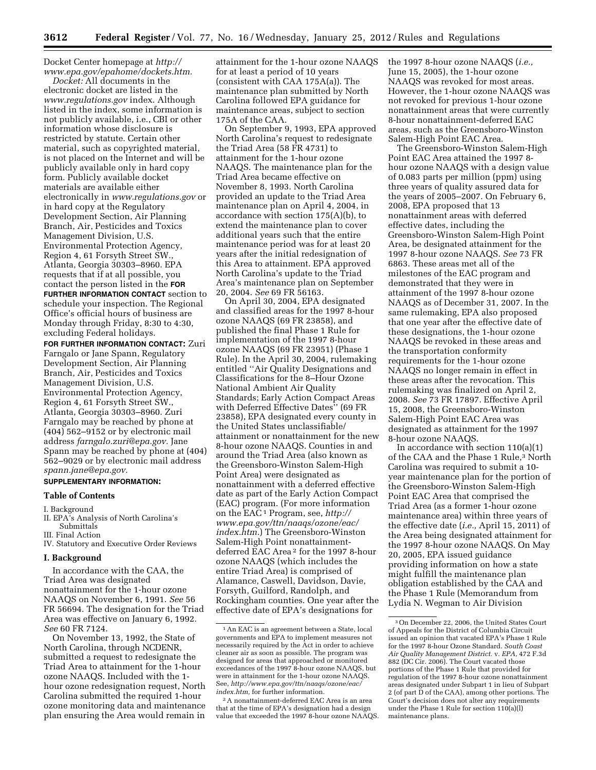Docket Center homepage at *http://www.epa.gov/epahome/dockets.htm.*

*Docket:* All documents in the electronic docket are listed in the *www.regulations.gov* index. Although listed in the index, some information is not publicly available, i.e., CBI or other information whose disclosure is restricted by statute. Certain other material, such as copyrighted material, is not placed on the Internet and will be publicly available only in hard copy form. Publicly available docket materials are available either electronically in *www.regulations.gov* or in hard copy at the Regulatory Development Section, Air Planning Branch, Air, Pesticides and Toxics Management Division, U.S. Environmental Protection Agency, Region 4, 61 Forsyth Street SW., Atlanta, Georgia 30303–8960. EPA requests that if at all possible, you contact the person listed in the **FOR FURTHER INFORMATION CONTACT** section to schedule your inspection. The Regional Office's official hours of business are Monday through Friday, 8:30 to 4:30, excluding Federal holidays.

**FOR FURTHER INFORMATION CONTACT:** Zuri Farngalo or Jane Spann, Regulatory Development Section, Air Planning Branch, Air, Pesticides and Toxics Management Division, U.S. Environmental Protection Agency, Region 4, 61 Forsyth Street SW., Atlanta, Georgia 30303–8960. Zuri Farngalo may be reached by phone at (404) 562–9152 or by electronic mail address *farngalo.zuri@epa.gov.* Jane Spann may be reached by phone at (404) 562–9029 or by electronic mail address *spann.jane@epa.gov.*

**SUPPLEMENTARY INFORMATION:**

**Table of Contents**

I. Background
II. EPA's Analysis of North Carolina's Submittals
III. Final Action
IV. Statutory and Executive Order Reviews

**I. Background**

In accordance with the CAA, the Triad Area was designated nonattainment for the 1-hour ozone NAAQS on November 6, 1991. *See* 56 FR 56694. The designation for the Triad Area was effective on January 6, 1992. *See* 60 FR 7124.

On November 13, 1992, the State of North Carolina, through NCDENR, submitted a request to redesignate the Triad Area to attainment for the 1-hour ozone NAAQS. Included with the 1-hour ozone redesignation request, North Carolina submitted the required 1-hour ozone monitoring data and maintenance plan ensuring the Area would remain in attainment for the 1-hour ozone NAAQS for at least a period of 10 years (consistent with CAA 175A(a)). The maintenance plan submitted by North Carolina followed EPA guidance for maintenance areas, subject to section 175A of the CAA.

On September 9, 1993, EPA approved North Carolina's request to redesignate the Triad Area (58 FR 4731) to attainment for the 1-hour ozone NAAQS. The maintenance plan for the Triad Area became effective on November 8, 1993. North Carolina provided an update to the Triad Area maintenance plan on April 4, 2004, in accordance with section 175(A)(b), to extend the maintenance plan to cover additional years such that the entire maintenance period was for at least 20 years after the initial redesignation of this Area to attainment. EPA approved North Carolina's update to the Triad Area's maintenance plan on September 20, 2004. *See* 69 FR 56163.

On April 30, 2004, EPA designated and classified areas for the 1997 8-hour ozone NAAQS (69 FR 23858), and published the final Phase 1 Rule for implementation of the 1997 8-hour ozone NAAQS (69 FR 23951) (Phase 1 Rule). In the April 30, 2004, rulemaking entitled ''Air Quality Designations and Classifications for the 8–Hour Ozone National Ambient Air Quality Standards; Early Action Compact Areas with Deferred Effective Dates'' (69 FR 23858), EPA designated every county in the United States unclassifiable/attainment or nonattainment for the new 8-hour ozone NAAQS. Counties in and around the Triad Area (also known as the Greensboro-Winston Salem-High Point Area) were designated as nonattainment with a deferred effective date as part of the Early Action Compact (EAC) program. (For more information on the EAC[1] Program, see, *http://www.epa.gov/ttn/naaqs/ozone/eac/index.htm.*) The Greensboro-Winston Salem-High Point nonattainment-deferred EAC Area[2] for the 1997 8-hour ozone NAAQS (which includes the entire Triad Area) is comprised of Alamance, Caswell, Davidson, Davie, Forsyth, Guilford, Randolph, and Rockingham counties. One year after the effective date of EPA's designations for the 1997 8-hour ozone NAAQS (*i.e.,* June 15, 2005), the 1-hour ozone NAAQS was revoked for most areas. However, the 1-hour ozone NAAQS was not revoked for previous 1-hour ozone nonattainment areas that were currently 8-hour nonattainment-deferred EAC areas, such as the Greensboro-Winston Salem-High Point EAC Area.

The Greensboro-Winston Salem-High Point EAC Area attained the 1997 8-hour ozone NAAQS with a design value of 0.083 parts per million (ppm) using three years of quality assured data for the years of 2005–2007. On February 6, 2008, EPA proposed that 13 nonattainment areas with deferred effective dates, including the Greensboro-Winston Salem-High Point Area, be designated attainment for the 1997 8-hour ozone NAAQS. *See* 73 FR 6863. These areas met all of the milestones of the EAC program and demonstrated that they were in attainment of the 1997 8-hour ozone NAAQS as of December 31, 2007. In the same rulemaking, EPA also proposed that one year after the effective date of these designations, the 1-hour ozone NAAQS be revoked in these areas and the transportation conformity requirements for the 1-hour ozone NAAQS no longer remain in effect in these areas after the revocation. This rulemaking was finalized on April 2, 2008. *See* 73 FR 17897. Effective April 15, 2008, the Greensboro-Winston Salem-High Point EAC Area was designated as attainment for the 1997 8-hour ozone NAAQS.

In accordance with section 110(a)(1) of the CAA and the Phase 1 Rule,[3] North Carolina was required to submit a 10-year maintenance plan for the portion of the Greensboro-Winston Salem-High Point EAC Area that comprised the Triad Area (as a former 1-hour ozone maintenance area) within three years of the effective date (*i.e.,* April 15, 2011) of the Area being designated attainment for the 1997 8-hour ozone NAAQS. On May 20, 2005, EPA issued guidance providing information on how a state might fulfill the maintenance plan obligation established by the CAA and the Phase 1 Rule (Memorandum from Lydia N. Wegman to Air Division

---

[1] An EAC is an agreement between a State, local governments and EPA to implement measures not necessarily required by the Act in order to achieve cleaner air as soon as possible. The program was designed for areas that approached or monitored exceedances of the 1997 8-hour ozone NAAQS, but were in attainment for the 1-hour ozone NAAQS. See, *http://www.epa.gov/ttn/naaqs/ozone/eac/index.htm,* for further information.

[2] A nonattainment-deferred EAC Area is an area that at the time of EPA's designation had a design value that exceeded the 1997 8-hour ozone NAAQS.

[3] On December 22, 2006, the United States Court of Appeals for the District of Columbia Circuit issued an opinion that vacated EPA's Phase 1 Rule for the 1997 8-hour Ozone Standard. *South Coast Air Quality Management District.* v. *EPA,* 472 F.3d 882 (DC Cir. 2006). The Court vacated those portions of the Phase 1 Rule that provided for regulation of the 1997 8-hour ozone nonattainment areas designated under Subpart 1 in lieu of Subpart 2 (of part D of the CAA), among other portions. The Court's decision does not alter any requirements under the Phase 1 Rule for section 110(a)(l) maintenance plans.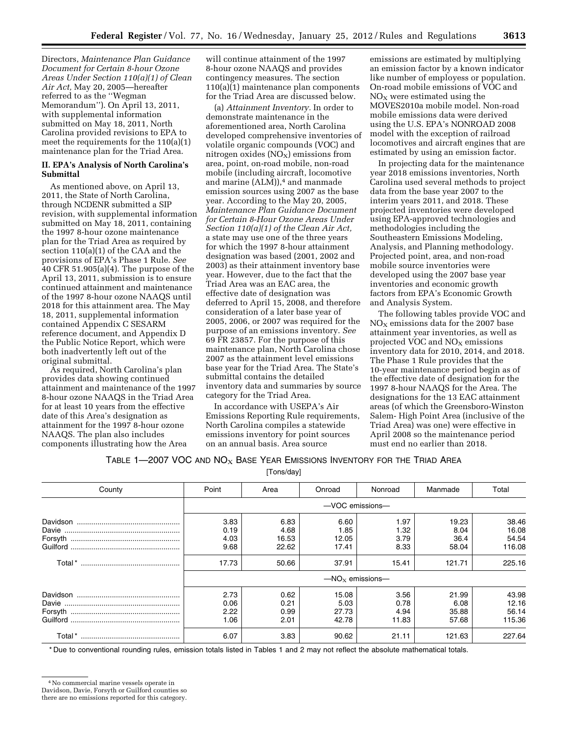Directors, *Maintenance Plan Guidance Document for Certain 8-hour Ozone Areas Under Section 110(a)(1) of Clean Air Act,* May 20, 2005—hereafter referred to as the ''Wegman Memorandum''). On April 13, 2011, with supplemental information submitted on May 18, 2011, North Carolina provided revisions to EPA to meet the requirements for the 110(a)(1) maintenance plan for the Triad Area.

## II. EPA's Analysis of North Carolina's Submittal

As mentioned above, on April 13, 2011, the State of North Carolina, through NCDENR submitted a SIP revision, with supplemental information submitted on May 18, 2011, containing the 1997 8-hour ozone maintenance plan for the Triad Area as required by section 110(a)(1) of the CAA and the provisions of EPA's Phase 1 Rule. *See* 40 CFR 51.905(a)(4). The purpose of the April 13, 2011, submission is to ensure continued attainment and maintenance of the 1997 8-hour ozone NAAQS until 2018 for this attainment area. The May 18, 2011, supplemental information contained Appendix C SESARM reference document, and Appendix D the Public Notice Report, which were both inadvertently left out of the original submittal.

As required, North Carolina's plan provides data showing continued attainment and maintenance of the 1997 8-hour ozone NAAQS in the Triad Area for at least 10 years from the effective date of this Area's designation as attainment for the 1997 8-hour ozone NAAQS. The plan also includes components illustrating how the Area will continue attainment of the 1997 8-hour ozone NAAQS and provides contingency measures. The section 110(a)(1) maintenance plan components for the Triad Area are discussed below.

(a) *Attainment Inventory.* In order to demonstrate maintenance in the aforementioned area, North Carolina developed comprehensive inventories of volatile organic compounds (VOC) and nitrogen oxides ($NO_X$) emissions from area, point, on-road mobile, non-road mobile (including aircraft, locomotive and marine (ALM)),[4] and manmade emission sources using 2007 as the base year. According to the May 20, 2005, *Maintenance Plan Guidance Document for Certain 8-Hour Ozone Areas Under Section 110(a)(1) of the Clean Air Act,* a state may use one of the three years for which the 1997 8-hour attainment designation was based (2001, 2002 and 2003) as their attainment inventory base year. However, due to the fact that the Triad Area was an EAC area, the effective date of designation was deferred to April 15, 2008, and therefore consideration of a later base year of 2005, 2006, or 2007 was required for the purpose of an emissions inventory. *See* 69 FR 23857. For the purpose of this maintenance plan, North Carolina chose 2007 as the attainment level emissions base year for the Triad Area. The State's submittal contains the detailed inventory data and summaries by source category for the Triad Area.

In accordance with USEPA's Air Emissions Reporting Rule requirements, North Carolina compiles a statewide emissions inventory for point sources on an annual basis. Area source emissions are estimated by multiplying an emission factor by a known indicator like number of employess or population. On-road mobile emissions of VOC and $NO_X$ were estimated using the MOVES2010a mobile model. Non-road mobile emissions data were derived using the U.S. EPA's NONROAD 2008 model with the exception of railroad locomotives and aircraft engines that are estimated by using an emission factor.

In projecting data for the maintenance year 2018 emissions inventories, North Carolina used several methods to project data from the base year 2007 to the interim years 2011, and 2018. These projected inventories were developed using EPA-approved technologies and methodologies including the Southeastern Emissions Modeling, Analysis, and Planning methodology. Projected point, area, and non-road mobile source inventories were developed using the 2007 base year inventories and economic growth factors from EPA's Economic Growth and Analysis System.

The following tables provide VOC and $NO_X$ emissions data for the 2007 base attainment year inventories, as well as projected VOC and $NO_X$ emissions inventory data for 2010, 2014, and 2018. The Phase 1 Rule provides that the 10-year maintenance period begin as of the effective date of designation for the 1997 8-hour NAAQS for the Area. The designations for the 13 EAC attainment areas (of which the Greensboro-Winston Salem- High Point Area (inclusive of the Triad Area) was one) were effective in April 2008 so the maintenance period must end no earlier than 2018.

TABLE 1—2007 VOC AND $NO_X$ BASE YEAR EMISSIONS INVENTORY FOR THE TRIAD AREA

[Tons/day]

| County | Point | Area | Onroad | Nonroad | Manmade | Total |
|---|---|---|---|---|---|---|
| | —VOC emissions— | | | | | |
| Davidson | 3.83 | 6.83 | 6.60 | 1.97 | 19.23 | 38.46 |
| Davie | 0.19 | 4.68 | 1.85 | 1.32 | 8.04 | 16.08 |
| Forsyth | 4.03 | 16.53 | 12.05 | 3.79 | 36.4 | 54.54 |
| Guilford | 9.68 | 22.62 | 17.41 | 8.33 | 58.04 | 116.08 |
| Total* | 17.73 | 50.66 | 37.91 | 15.41 | 121.71 | 225.16 |
| | —$NO_X$ emissions— | | | | | |
| Davidson | 2.73 | 0.62 | 15.08 | 3.56 | 21.99 | 43.98 |
| Davie | 0.06 | 0.21 | 5.03 | 0.78 | 6.08 | 12.16 |
| Forsyth | 2.22 | 0.99 | 27.73 | 4.94 | 35.88 | 56.14 |
| Guilford | 1.06 | 2.01 | 42.78 | 11.83 | 57.68 | 115.36 |
| Total* | 6.07 | 3.83 | 90.62 | 21.11 | 121.63 | 227.64 |

* Due to conventional rounding rules, emission totals listed in Tables 1 and 2 may not reflect the absolute mathematical totals.

[4] No commercial marine vessels operate in Davidson, Davie, Forsyth or Guilford counties so there are no emissions reported for this category.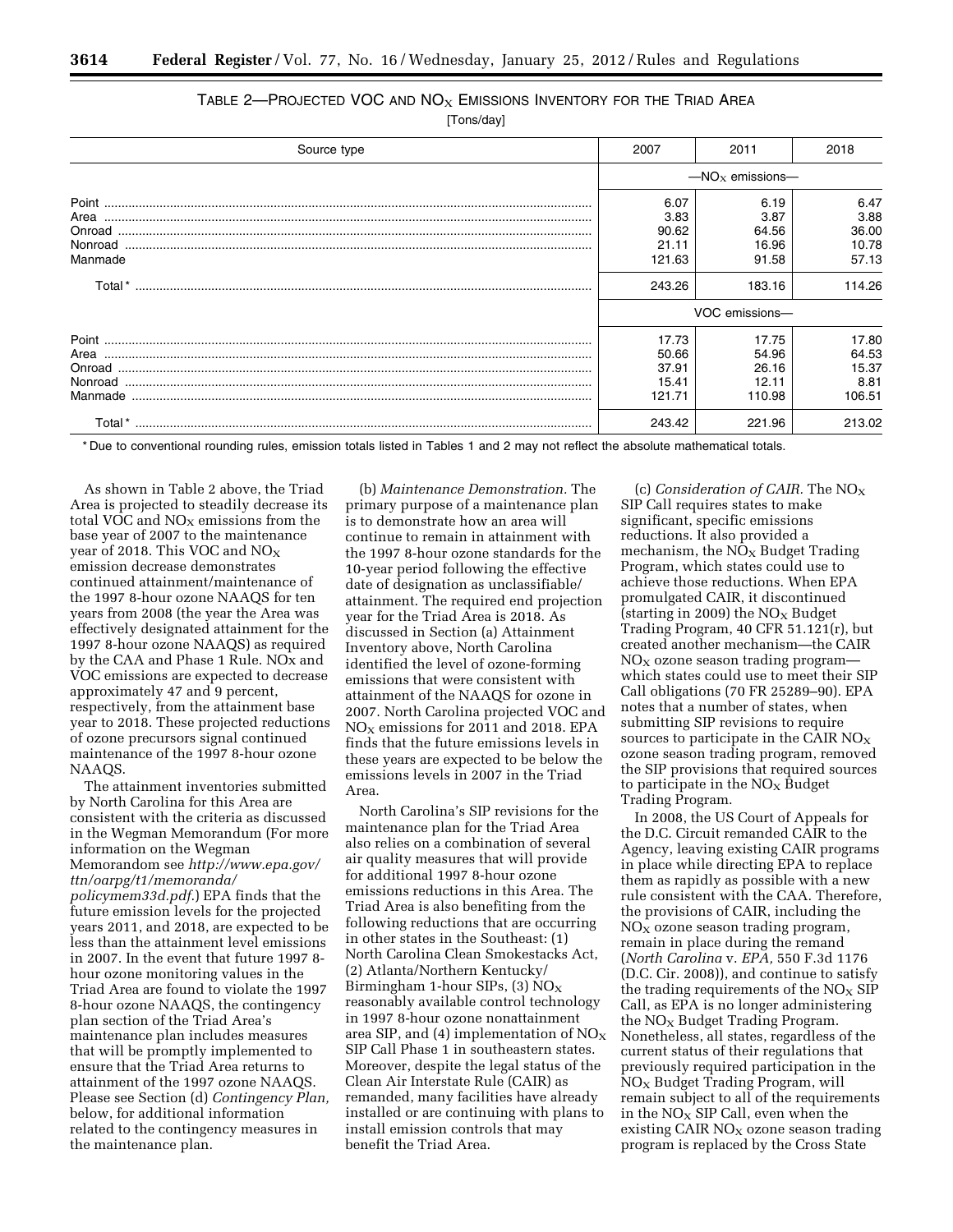TABLE 2—PROJECTED VOC AND $NO_X$ EMISSIONS INVENTORY FOR THE TRIAD AREA

[Tons/day]

| Source type | 2007 | 2011 | 2018 |
|---|---|---|---|
| | —$NO_X$ emissions— | | |
| Point | 6.07 | 6.19 | 6.47 |
| Area | 3.83 | 3.87 | 3.88 |
| Onroad | 90.62 | 64.56 | 36.00 |
| Nonroad | 21.11 | 16.96 | 10.78 |
| Manmade | 121.63 | 91.58 | 57.13 |
| Total * | 243.26 | 183.16 | 114.26 |
| | VOC emissions— | | |
| Point | 17.73 | 17.75 | 17.80 |
| Area | 50.66 | 54.96 | 64.53 |
| Onroad | 37.91 | 26.16 | 15.37 |
| Nonroad | 15.41 | 12.11 | 8.81 |
| Manmade | 121.71 | 110.98 | 106.51 |
| Total * | 243.42 | 221.96 | 213.02 |

* Due to conventional rounding rules, emission totals listed in Tables 1 and 2 may not reflect the absolute mathematical totals.

As shown in Table 2 above, the Triad Area is projected to steadily decrease its total VOC and $NO_X$ emissions from the base year of 2007 to the maintenance year of 2018. This VOC and $NO_X$ emission decrease demonstrates continued attainment/maintenance of the 1997 8-hour ozone NAAQS for ten years from 2008 (the year the Area was effectively designated attainment for the 1997 8-hour ozone NAAQS) as required by the CAA and Phase 1 Rule. NOx and VOC emissions are expected to decrease approximately 47 and 9 percent, respectively, from the attainment base year to 2018. These projected reductions of ozone precursors signal continued maintenance of the 1997 8-hour ozone NAAQS.

The attainment inventories submitted by North Carolina for this Area are consistent with the criteria as discussed in the Wegman Memorandum (For more information on the Wegman Memorandom see *http://www.epa.gov/ttn/oarpg/t1/memoranda/policymem33d.pdf*.) EPA finds that the future emission levels for the projected years 2011, and 2018, are expected to be less than the attainment level emissions in 2007. In the event that future 1997 8-hour ozone monitoring values in the Triad Area are found to violate the 1997 8-hour ozone NAAQS, the contingency plan section of the Triad Area's maintenance plan includes measures that will be promptly implemented to ensure that the Triad Area returns to attainment of the 1997 ozone NAAQS. Please see Section (d) *Contingency Plan,* below, for additional information related to the contingency measures in the maintenance plan.

(b) *Maintenance Demonstration.* The primary purpose of a maintenance plan is to demonstrate how an area will continue to remain in attainment with the 1997 8-hour ozone standards for the 10-year period following the effective date of designation as unclassifiable/attainment. The required end projection year for the Triad Area is 2018. As discussed in Section (a) Attainment Inventory above, North Carolina identified the level of ozone-forming emissions that were consistent with attainment of the NAAQS for ozone in 2007. North Carolina projected VOC and $NO_X$ emissions for 2011 and 2018. EPA finds that the future emissions levels in these years are expected to be below the emissions levels in 2007 in the Triad Area.

North Carolina's SIP revisions for the maintenance plan for the Triad Area also relies on a combination of several air quality measures that will provide for additional 1997 8-hour ozone emissions reductions in this Area. The Triad Area is also benefiting from the following reductions that are occurring in other states in the Southeast: (1) North Carolina Clean Smokestacks Act, (2) Atlanta/Northern Kentucky/Birmingham 1-hour SIPs, (3) $NO_X$ reasonably available control technology in 1997 8-hour ozone nonattainment area SIP, and (4) implementation of $NO_X$ SIP Call Phase 1 in southeastern states. Moreover, despite the legal status of the Clean Air Interstate Rule (CAIR) as remanded, many facilities have already installed or are continuing with plans to install emission controls that may benefit the Triad Area.

(c) *Consideration of CAIR.* The $NO_X$ SIP Call requires states to make significant, specific emissions reductions. It also provided a mechanism, the $NO_X$ Budget Trading Program, which states could use to achieve those reductions. When EPA promulgated CAIR, it discontinued (starting in 2009) the $NO_X$ Budget Trading Program, 40 CFR 51.121(r), but created another mechanism—the CAIR $NO_X$ ozone season trading program—which states could use to meet their SIP Call obligations (70 FR 25289–90). EPA notes that a number of states, when submitting SIP revisions to require sources to participate in the CAIR $NO_X$ ozone season trading program, removed the SIP provisions that required sources to participate in the $NO_X$ Budget Trading Program.

In 2008, the US Court of Appeals for the D.C. Circuit remanded CAIR to the Agency, leaving existing CAIR programs in place while directing EPA to replace them as rapidly as possible with a new rule consistent with the CAA. Therefore, the provisions of CAIR, including the $NO_X$ ozone season trading program, remain in place during the remand (*North Carolina* v. *EPA,* 550 F.3d 1176 (D.C. Cir. 2008)), and continue to satisfy the trading requirements of the $NO_X$ SIP Call, as EPA is no longer administering the $NO_X$ Budget Trading Program. Nonetheless, all states, regardless of the current status of their regulations that previously required participation in the $NO_X$ Budget Trading Program, will remain subject to all of the requirements in the $NO_X$ SIP Call, even when the existing CAIR $NO_X$ ozone season trading program is replaced by the Cross State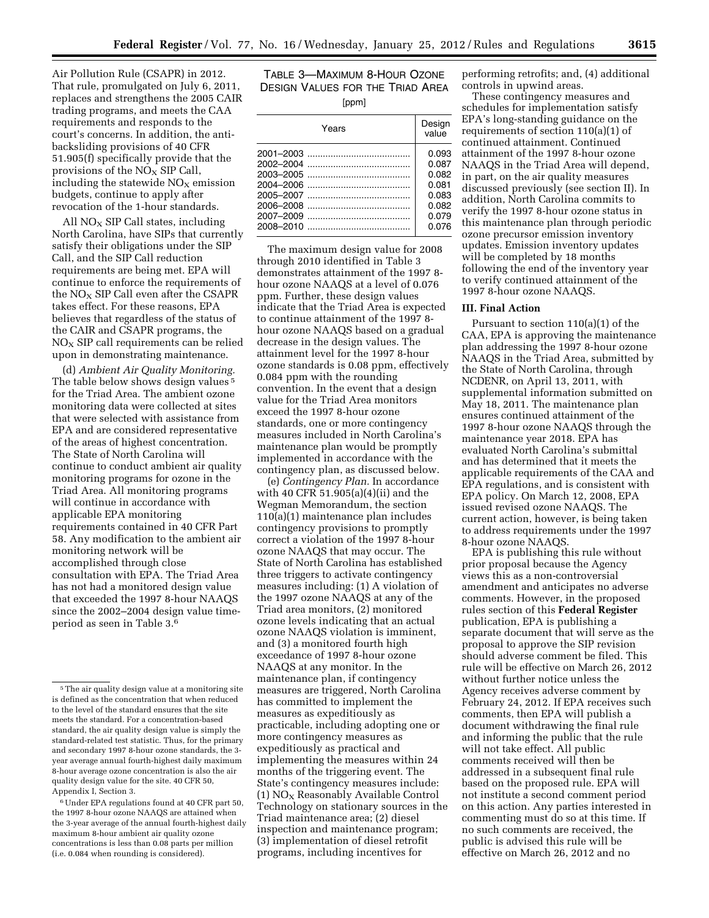Air Pollution Rule (CSAPR) in 2012. That rule, promulgated on July 6, 2011, replaces and strengthens the 2005 CAIR trading programs, and meets the CAA requirements and responds to the court's concerns. In addition, the anti-backsliding provisions of 40 CFR 51.905(f) specifically provide that the provisions of the $NO_X$ SIP Call, including the statewide $NO_X$ emission budgets, continue to apply after revocation of the 1-hour standards.

All $NO_X$ SIP Call states, including North Carolina, have SIPs that currently satisfy their obligations under the SIP Call, and the SIP Call reduction requirements are being met. EPA will continue to enforce the requirements of the $NO_X$ SIP Call even after the CSAPR takes effect. For these reasons, EPA believes that regardless of the status of the CAIR and CSAPR programs, the $NO_X$ SIP call requirements can be relied upon in demonstrating maintenance.

(d) *Ambient Air Quality Monitoring.* The table below shows design values[5] for the Triad Area. The ambient ozone monitoring data were collected at sites that were selected with assistance from EPA and are considered representative of the areas of highest concentration. The State of North Carolina will continue to conduct ambient air quality monitoring programs for ozone in the Triad Area. All monitoring programs will continue in accordance with applicable EPA monitoring requirements contained in 40 CFR Part 58. Any modification to the ambient air monitoring network will be accomplished through close consultation with EPA. The Triad Area has not had a monitored design value that exceeded the 1997 8-hour NAAQS since the 2002–2004 design value time-period as seen in Table 3.[6]

TABLE 3—MAXIMUM 8-HOUR OZONE DESIGN VALUES FOR THE TRIAD AREA

[ppm]

| Years | Design value |
|---|---|
| 2001–2003 | 0.093 |
| 2002–2004 | 0.087 |
| 2003–2005 | 0.082 |
| 2004–2006 | 0.081 |
| 2005–2007 | 0.083 |
| 2006–2008 | 0.082 |
| 2007–2009 | 0.079 |
| 2008–2010 | 0.076 |

The maximum design value for 2008 through 2010 identified in Table 3 demonstrates attainment of the 1997 8-hour ozone NAAQS at a level of 0.076 ppm. Further, these design values indicate that the Triad Area is expected to continue attainment of the 1997 8-hour ozone NAAQS based on a gradual decrease in the design values. The attainment level for the 1997 8-hour ozone standards is 0.08 ppm, effectively 0.084 ppm with the rounding convention. In the event that a design value for the Triad Area monitors exceed the 1997 8-hour ozone standards, one or more contingency measures included in North Carolina's maintenance plan would be promptly implemented in accordance with the contingency plan, as discussed below.

(e) *Contingency Plan.* In accordance with 40 CFR 51.905(a)(4)(ii) and the Wegman Memorandum, the section 110(a)(1) maintenance plan includes contingency provisions to promptly correct a violation of the 1997 8-hour ozone NAAQS that may occur. The State of North Carolina has established three triggers to activate contingency measures including: (1) A violation of the 1997 ozone NAAQS at any of the Triad area monitors, (2) monitored ozone levels indicating that an actual ozone NAAQS violation is imminent, and (3) a monitored fourth high exceedance of 1997 8-hour ozone NAAQS at any monitor. In the maintenance plan, if contingency measures are triggered, North Carolina has committed to implement the measures as expeditiously as practicable, including adopting one or more contingency measures as expeditiously as practical and implementing the measures within 24 months of the triggering event. The State's contingency measures include: (1) $NO_X$ Reasonably Available Control Technology on stationary sources in the Triad maintenance area; (2) diesel inspection and maintenance program; (3) implementation of diesel retrofit programs, including incentives for performing retrofits; and, (4) additional controls in upwind areas.

These contingency measures and schedules for implementation satisfy EPA's long-standing guidance on the requirements of section 110(a)(1) of continued attainment. Continued attainment of the 1997 8-hour ozone NAAQS in the Triad Area will depend, in part, on the air quality measures discussed previously (see section II). In addition, North Carolina commits to verify the 1997 8-hour ozone status in this maintenance plan through periodic ozone precursor emission inventory updates. Emission inventory updates will be completed by 18 months following the end of the inventory year to verify continued attainment of the 1997 8-hour ozone NAAQS.

## III. Final Action

Pursuant to section 110(a)(1) of the CAA, EPA is approving the maintenance plan addressing the 1997 8-hour ozone NAAQS in the Triad Area, submitted by the State of North Carolina, through NCDENR, on April 13, 2011, with supplemental information submitted on May 18, 2011. The maintenance plan ensures continued attainment of the 1997 8-hour ozone NAAQS through the maintenance year 2018. EPA has evaluated North Carolina's submittal and has determined that it meets the applicable requirements of the CAA and EPA regulations, and is consistent with EPA policy. On March 12, 2008, EPA issued revised ozone NAAQS. The current action, however, is being taken to address requirements under the 1997 8-hour ozone NAAQS.

EPA is publishing this rule without prior proposal because the Agency views this as a non-controversial amendment and anticipates no adverse comments. However, in the proposed rules section of this **Federal Register** publication, EPA is publishing a separate document that will serve as the proposal to approve the SIP revision should adverse comment be filed. This rule will be effective on March 26, 2012 without further notice unless the Agency receives adverse comment by February 24, 2012. If EPA receives such comments, then EPA will publish a document withdrawing the final rule and informing the public that the rule will not take effect. All public comments received will then be addressed in a subsequent final rule based on the proposed rule. EPA will not institute a second comment period on this action. Any parties interested in commenting must do so at this time. If no such comments are received, the public is advised this rule will be effective on March 26, 2012 and no

---

[5] The air quality design value at a monitoring site is defined as the concentration that when reduced to the level of the standard ensures that the site meets the standard. For a concentration-based standard, the air quality design value is simply the standard-related test statistic. Thus, for the primary and secondary 1997 8-hour ozone standards, the 3-year average annual fourth-highest daily maximum 8-hour average ozone concentration is also the air quality design value for the site. 40 CFR 50, Appendix I, Section 3.

[6] Under EPA regulations found at 40 CFR part 50, the 1997 8-hour ozone NAAQS are attained when the 3-year average of the annual fourth-highest daily maximum 8-hour ambient air quality ozone concentrations is less than 0.08 parts per million (i.e. 0.084 when rounding is considered).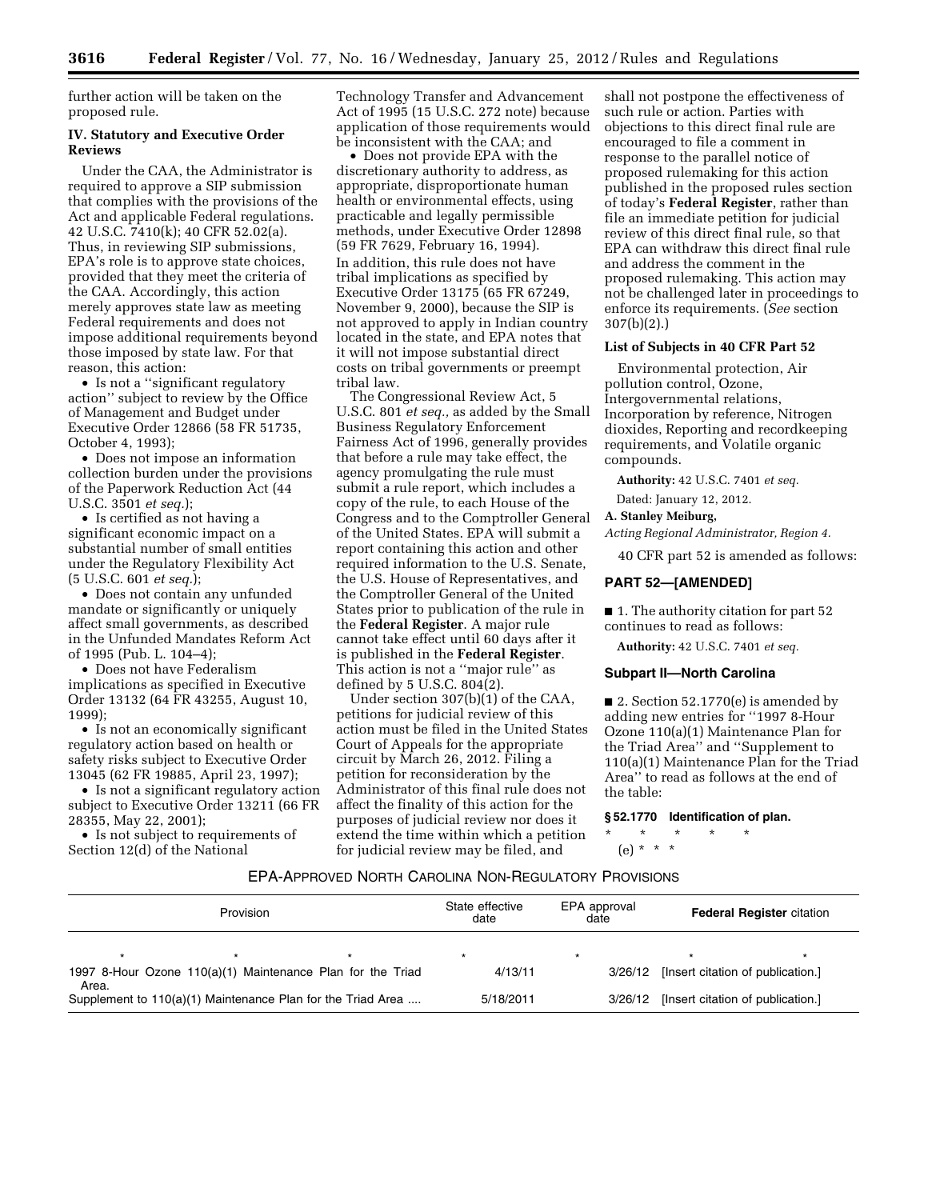further action will be taken on the proposed rule.

### IV. Statutory and Executive Order Reviews

Under the CAA, the Administrator is required to approve a SIP submission that complies with the provisions of the Act and applicable Federal regulations. 42 U.S.C. 7410(k); 40 CFR 52.02(a). Thus, in reviewing SIP submissions, EPA's role is to approve state choices, provided that they meet the criteria of the CAA. Accordingly, this action merely approves state law as meeting Federal requirements and does not impose additional requirements beyond those imposed by state law. For that reason, this action:

- Is not a ''significant regulatory action'' subject to review by the Office of Management and Budget under Executive Order 12866 (58 FR 51735, October 4, 1993);
- Does not impose an information collection burden under the provisions of the Paperwork Reduction Act (44 U.S.C. 3501 *et seq.*);
- Is certified as not having a significant economic impact on a substantial number of small entities under the Regulatory Flexibility Act (5 U.S.C. 601 *et seq.*);
- Does not contain any unfunded mandate or significantly or uniquely affect small governments, as described in the Unfunded Mandates Reform Act of 1995 (Pub. L. 104–4);
- Does not have Federalism implications as specified in Executive Order 13132 (64 FR 43255, August 10, 1999);
- Is not an economically significant regulatory action based on health or safety risks subject to Executive Order 13045 (62 FR 19885, April 23, 1997);
- Is not a significant regulatory action subject to Executive Order 13211 (66 FR 28355, May 22, 2001);
- Is not subject to requirements of Section 12(d) of the National Technology Transfer and Advancement Act of 1995 (15 U.S.C. 272 note) because application of those requirements would be inconsistent with the CAA; and
- Does not provide EPA with the discretionary authority to address, as appropriate, disproportionate human health or environmental effects, using practicable and legally permissible methods, under Executive Order 12898 (59 FR 7629, February 16, 1994).

In addition, this rule does not have tribal implications as specified by Executive Order 13175 (65 FR 67249, November 9, 2000), because the SIP is not approved to apply in Indian country located in the state, and EPA notes that it will not impose substantial direct costs on tribal governments or preempt tribal law.

The Congressional Review Act, 5 U.S.C. 801 *et seq.,* as added by the Small Business Regulatory Enforcement Fairness Act of 1996, generally provides that before a rule may take effect, the agency promulgating the rule must submit a rule report, which includes a copy of the rule, to each House of the Congress and to the Comptroller General of the United States. EPA will submit a report containing this action and other required information to the U.S. Senate, the U.S. House of Representatives, and the Comptroller General of the United States prior to publication of the rule in the **Federal Register**. A major rule cannot take effect until 60 days after it is published in the **Federal Register**. This action is not a ''major rule'' as defined by 5 U.S.C. 804(2).

Under section 307(b)(1) of the CAA, petitions for judicial review of this action must be filed in the United States Court of Appeals for the appropriate circuit by March 26, 2012. Filing a petition for reconsideration by the Administrator of this final rule does not affect the finality of this action for the purposes of judicial review nor does it extend the time within which a petition for judicial review may be filed, and shall not postpone the effectiveness of such rule or action. Parties with objections to this direct final rule are encouraged to file a comment in response to the parallel notice of proposed rulemaking for this action published in the proposed rules section of today's **Federal Register**, rather than file an immediate petition for judicial review of this direct final rule, so that EPA can withdraw this direct final rule and address the comment in the proposed rulemaking. This action may not be challenged later in proceedings to enforce its requirements. (*See* section 307(b)(2).)

### List of Subjects in 40 CFR Part 52

Environmental protection, Air pollution control, Ozone, Intergovernmental relations, Incorporation by reference, Nitrogen dioxides, Reporting and recordkeeping requirements, and Volatile organic compounds.

**Authority:** 42 U.S.C. 7401 *et seq.*

Dated: January 12, 2012.

**A. Stanley Meiburg,**

*Acting Regional Administrator, Region 4.*

40 CFR part 52 is amended as follows:

## PART 52—[AMENDED]

■ 1. The authority citation for part 52 continues to read as follows:

**Authority:** 42 U.S.C. 7401 *et seq.*

### Subpart II—North Carolina

■ 2. Section 52.1770(e) is amended by adding new entries for ''1997 8-Hour Ozone 110(a)(1) Maintenance Plan for the Triad Area'' and ''Supplement to 110(a)(1) Maintenance Plan for the Triad Area'' to read as follows at the end of the table:

**§ 52.1770 Identification of plan.**

\* \* \* \* \*

(e) \* \* \*

EPA-APPROVED NORTH CAROLINA NON-REGULATORY PROVISIONS

| Provision | State effective date | EPA approval date | **Federal Register** citation |
|---|---|---|---|
| \* \* \* | \* | \* | \* \* |
| 1997 8-Hour Ozone 110(a)(1) Maintenance Plan for the Triad Area. | 4/13/11 | 3/26/12 | [Insert citation of publication.] |
| Supplement to 110(a)(1) Maintenance Plan for the Triad Area .... | 5/18/2011 | 3/26/12 | [Insert citation of publication.] |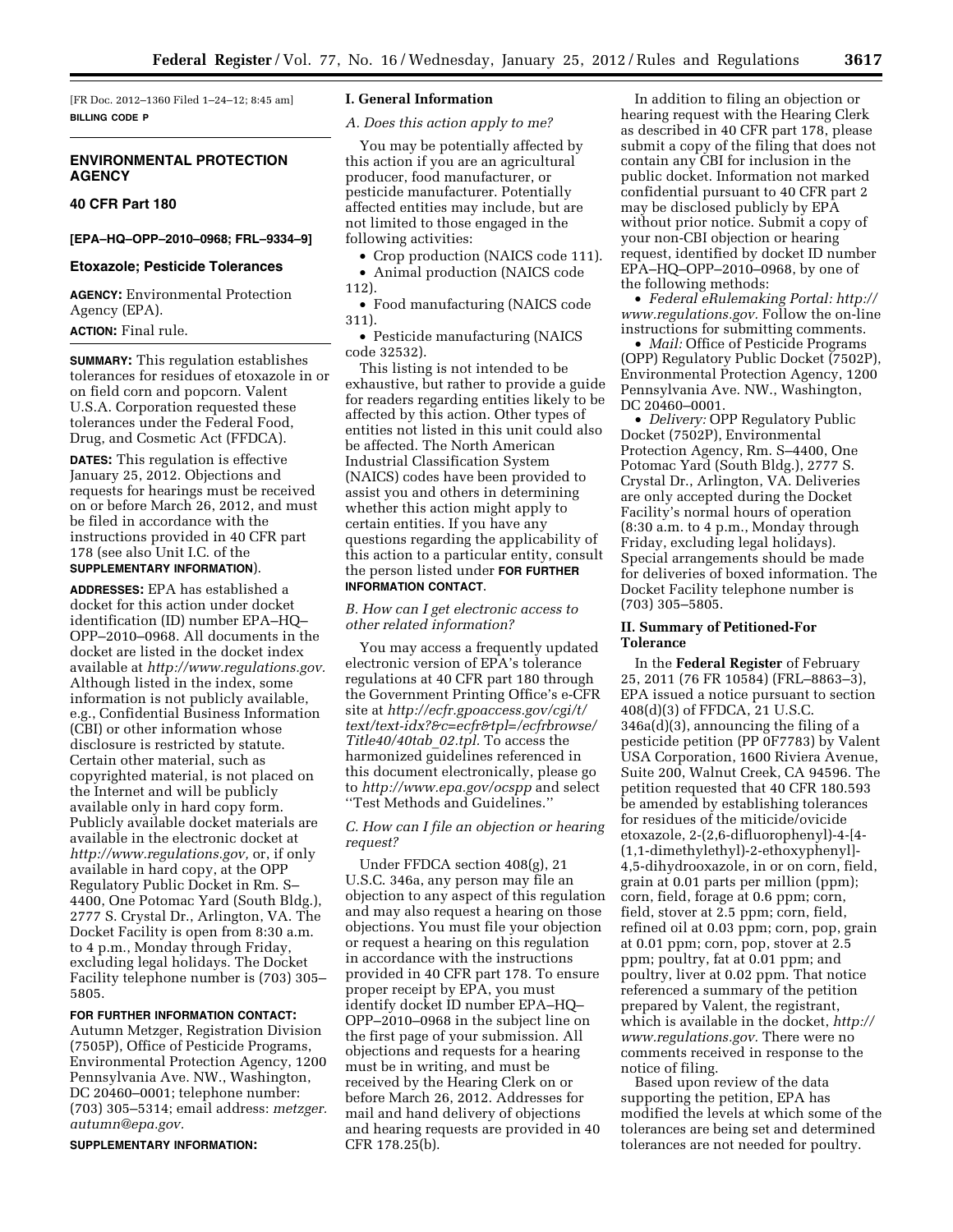[FR Doc. 2012–1360 Filed 1–24–12; 8:45 am]

**BILLING CODE P**

## ENVIRONMENTAL PROTECTION AGENCY

### 40 CFR Part 180

**[EPA–HQ–OPP–2010–0968; FRL–9334–9]**

### Etoxazole; Pesticide Tolerances

**AGENCY:** Environmental Protection Agency (EPA).

**ACTION:** Final rule.

**SUMMARY:** This regulation establishes tolerances for residues of etoxazole in or on field corn and popcorn. Valent U.S.A. Corporation requested these tolerances under the Federal Food, Drug, and Cosmetic Act (FFDCA).

**DATES:** This regulation is effective January 25, 2012. Objections and requests for hearings must be received on or before March 26, 2012, and must be filed in accordance with the instructions provided in 40 CFR part 178 (see also Unit I.C. of the **SUPPLEMENTARY INFORMATION**).

**ADDRESSES:** EPA has established a docket for this action under docket identification (ID) number EPA–HQ–OPP–2010–0968. All documents in the docket are listed in the docket index available at *http://www.regulations.gov.* Although listed in the index, some information is not publicly available, e.g., Confidential Business Information (CBI) or other information whose disclosure is restricted by statute. Certain other material, such as copyrighted material, is not placed on the Internet and will be publicly available only in hard copy form. Publicly available docket materials are available in the electronic docket at *http://www.regulations.gov,* or, if only available in hard copy, at the OPP Regulatory Public Docket in Rm. S–4400, One Potomac Yard (South Bldg.), 2777 S. Crystal Dr., Arlington, VA. The Docket Facility is open from 8:30 a.m. to 4 p.m., Monday through Friday, excluding legal holidays. The Docket Facility telephone number is (703) 305–5805.

**FOR FURTHER INFORMATION CONTACT:** Autumn Metzger, Registration Division (7505P), Office of Pesticide Programs, Environmental Protection Agency, 1200 Pennsylvania Ave. NW., Washington, DC 20460–0001; telephone number: (703) 305–5314; email address: *metzger.autumn@epa.gov.*

**SUPPLEMENTARY INFORMATION:**

### I. General Information

*A. Does this action apply to me?*

You may be potentially affected by this action if you are an agricultural producer, food manufacturer, or pesticide manufacturer. Potentially affected entities may include, but are not limited to those engaged in the following activities:

- Crop production (NAICS code 111).
- Animal production (NAICS code 112).
- Food manufacturing (NAICS code 311).
- Pesticide manufacturing (NAICS code 32532).

This listing is not intended to be exhaustive, but rather to provide a guide for readers regarding entities likely to be affected by this action. Other types of entities not listed in this unit could also be affected. The North American Industrial Classification System (NAICS) codes have been provided to assist you and others in determining whether this action might apply to certain entities. If you have any questions regarding the applicability of this action to a particular entity, consult the person listed under **FOR FURTHER INFORMATION CONTACT**.

*B. How can I get electronic access to other related information?*

You may access a frequently updated electronic version of EPA's tolerance regulations at 40 CFR part 180 through the Government Printing Office's e-CFR site at *http://ecfr.gpoaccess.gov/cgi/t/text/text-idx?&c=ecfr&tpl=/ecfrbrowse/Title40/40tab_02.tpl.* To access the harmonized guidelines referenced in this document electronically, please go to *http://www.epa.gov/ocspp* and select ''Test Methods and Guidelines.''

*C. How can I file an objection or hearing request?*

Under FFDCA section 408(g), 21 U.S.C. 346a, any person may file an objection to any aspect of this regulation and may also request a hearing on those objections. You must file your objection or request a hearing on this regulation in accordance with the instructions provided in 40 CFR part 178. To ensure proper receipt by EPA, you must identify docket ID number EPA–HQ–OPP–2010–0968 in the subject line on the first page of your submission. All objections and requests for a hearing must be in writing, and must be received by the Hearing Clerk on or before March 26, 2012. Addresses for mail and hand delivery of objections and hearing requests are provided in 40 CFR 178.25(b).

In addition to filing an objection or hearing request with the Hearing Clerk as described in 40 CFR part 178, please submit a copy of the filing that does not contain any CBI for inclusion in the public docket. Information not marked confidential pursuant to 40 CFR part 2 may be disclosed publicly by EPA without prior notice. Submit a copy of your non-CBI objection or hearing request, identified by docket ID number EPA–HQ–OPP–2010–0968, by one of the following methods:

- *Federal eRulemaking Portal: http://www.regulations.gov.* Follow the on-line instructions for submitting comments.
- *Mail:* Office of Pesticide Programs (OPP) Regulatory Public Docket (7502P), Environmental Protection Agency, 1200 Pennsylvania Ave. NW., Washington, DC 20460–0001.
- *Delivery:* OPP Regulatory Public Docket (7502P), Environmental Protection Agency, Rm. S–4400, One Potomac Yard (South Bldg.), 2777 S. Crystal Dr., Arlington, VA. Deliveries are only accepted during the Docket Facility's normal hours of operation (8:30 a.m. to 4 p.m., Monday through Friday, excluding legal holidays). Special arrangements should be made for deliveries of boxed information. The Docket Facility telephone number is (703) 305–5805.

### II. Summary of Petitioned-For Tolerance

In the **Federal Register** of February 25, 2011 (76 FR 10584) (FRL–8863–3), EPA issued a notice pursuant to section 408(d)(3) of FFDCA, 21 U.S.C. 346a(d)(3), announcing the filing of a pesticide petition (PP 0F7783) by Valent USA Corporation, 1600 Riviera Avenue, Suite 200, Walnut Creek, CA 94596. The petition requested that 40 CFR 180.593 be amended by establishing tolerances for residues of the miticide/ovicide etoxazole, 2-(2,6-difluorophenyl)-4-[4-(1,1-dimethylethyl)-2-ethoxyphenyl]-4,5-dihydrooxazole, in or on corn, field, grain at 0.01 parts per million (ppm); corn, field, forage at 0.6 ppm; corn, field, stover at 2.5 ppm; corn, field, refined oil at 0.03 ppm; corn, pop, grain at 0.01 ppm; corn, pop, stover at 2.5 ppm; poultry, fat at 0.01 ppm; and poultry, liver at 0.02 ppm. That notice referenced a summary of the petition prepared by Valent, the registrant, which is available in the docket, *http://www.regulations.gov.* There were no comments received in response to the notice of filing.

Based upon review of the data supporting the petition, EPA has modified the levels at which some of the tolerances are being set and determined tolerances are not needed for poultry.